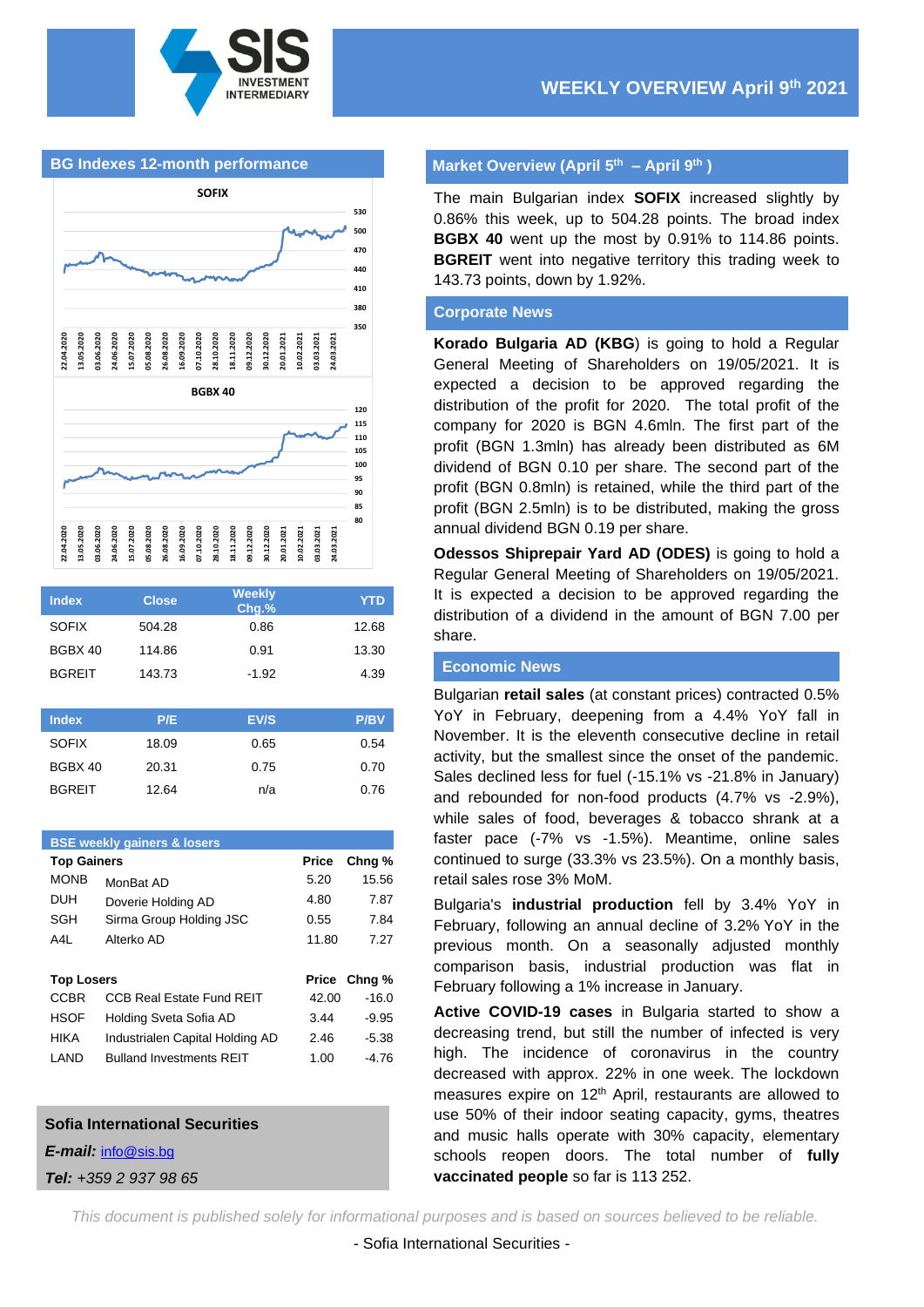# WEEKLY OVERVIEW April 9th 2021

## BG Indexes 12-month performance

| Index | Close | Weekly Chg.% | YTD |
|---|---|---|---|
| SOFIX | 504.28 | 0.86 | 12.68 |
| BGBX 40 | 114.86 | 0.91 | 13.30 |
| BGREIT | 143.73 | -1.92 | 4.39 |

| Index | P/E | EV/S | P/BV |
|---|---|---|---|
| SOFIX | 18.09 | 0.65 | 0.54 |
| BGBX 40 | 20.31 | 0.75 | 0.70 |
| BGREIT | 12.64 | n/a | 0.76 |

### BSE weekly gainers & losers

| Top Gainers | | Price | Chng % |
|---|---|---|---|
| MONB | MonBat AD | 5.20 | 15.56 |
| DUH | Doverie Holding AD | 4.80 | 7.87 |
| SGH | Sirma Group Holding JSC | 0.55 | 7.84 |
| A4L | Alterko AD | 11.80 | 7.27 |

| Top Losers | | Price | Chng % |
|---|---|---|---|
| CCBR | CCB Real Estate Fund REIT | 42.00 | -16.0 |
| HSOF | Holding Sveta Sofia AD | 3.44 | -9.95 |
| HIKA | Industrialen Capital Holding AD | 2.46 | -5.38 |
| LAND | Bulland Investments REIT | 1.00 | -4.76 |

**Sofia International Securities**

***E-mail:*** info@sis.bg

***Tel:*** *+359 2 937 98 65*

## Market Overview (April 5th – April 9th)

The main Bulgarian index **SOFIX** increased slightly by 0.86% this week, up to 504.28 points. The broad index **BGBX 40** went up the most by 0.91% to 114.86 points. **BGREIT** went into negative territory this trading week to 143.73 points, down by 1.92%.

## Corporate News

**Korado Bulgaria AD (KBG)** is going to hold a Regular General Meeting of Shareholders on 19/05/2021. It is expected a decision to be approved regarding the distribution of the profit for 2020. The total profit of the company for 2020 is BGN 4.6mln. The first part of the profit (BGN 1.3mln) has already been distributed as 6M dividend of BGN 0.10 per share. The second part of the profit (BGN 0.8mln) is retained, while the third part of the profit (BGN 2.5mln) is to be distributed, making the gross annual dividend BGN 0.19 per share.

**Odessos Shiprepair Yard AD (ODES)** is going to hold a Regular General Meeting of Shareholders on 19/05/2021. It is expected a decision to be approved regarding the distribution of a dividend in the amount of BGN 7.00 per share.

## Economic News

Bulgarian **retail sales** (at constant prices) contracted 0.5% YoY in February, deepening from a 4.4% YoY fall in November. It is the eleventh consecutive decline in retail activity, but the smallest since the onset of the pandemic. Sales declined less for fuel (-15.1% vs -21.8% in January) and rebounded for non-food products (4.7% vs -2.9%), while sales of food, beverages & tobacco shrank at a faster pace (-7% vs -1.5%). Meantime, online sales continued to surge (33.3% vs 23.5%). On a monthly basis, retail sales rose 3% MoM.

Bulgaria's **industrial production** fell by 3.4% YoY in February, following an annual decline of 3.2% YoY in the previous month. On a seasonally adjusted monthly comparison basis, industrial production was flat in February following a 1% increase in January.

**Active COVID-19 cases** in Bulgaria started to show a decreasing trend, but still the number of infected is very high. The incidence of coronavirus in the country decreased with approx. 22% in one week. The lockdown measures expire on 12th April, restaurants are allowed to use 50% of their indoor seating capacity, gyms, theatres and music halls operate with 30% capacity, elementary schools reopen doors. The total number of **fully vaccinated people** so far is 113 252.

*This document is published solely for informational purposes and is based on sources believed to be reliable.*

- Sofia International Securities -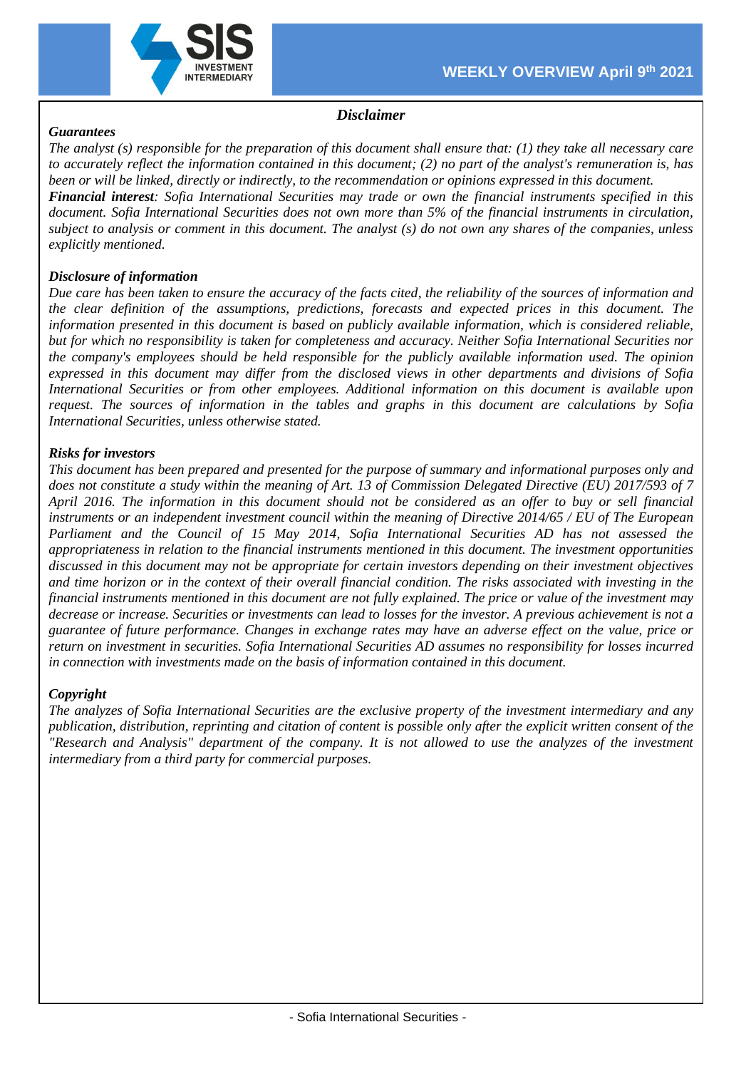## *Disclaimer*

***Guarantees***

*The analyst (s) responsible for the preparation of this document shall ensure that: (1) they take all necessary care to accurately reflect the information contained in this document; (2) no part of the analyst's remuneration is, has been or will be linked, directly or indirectly, to the recommendation or opinions expressed in this document.*

***Financial interest**: Sofia International Securities may trade or own the financial instruments specified in this document. Sofia International Securities does not own more than 5% of the financial instruments in circulation, subject to analysis or comment in this document. The analyst (s) do not own any shares of the companies, unless explicitly mentioned.*

***Disclosure of information***

*Due care has been taken to ensure the accuracy of the facts cited, the reliability of the sources of information and the clear definition of the assumptions, predictions, forecasts and expected prices in this document. The information presented in this document is based on publicly available information, which is considered reliable, but for which no responsibility is taken for completeness and accuracy. Neither Sofia International Securities nor the company's employees should be held responsible for the publicly available information used. The opinion expressed in this document may differ from the disclosed views in other departments and divisions of Sofia International Securities or from other employees. Additional information on this document is available upon request. The sources of information in the tables and graphs in this document are calculations by Sofia International Securities, unless otherwise stated.*

***Risks for investors***

*This document has been prepared and presented for the purpose of summary and informational purposes only and does not constitute a study within the meaning of Art. 13 of Commission Delegated Directive (EU) 2017/593 of 7 April 2016. The information in this document should not be considered as an offer to buy or sell financial instruments or an independent investment council within the meaning of Directive 2014/65 / EU of The European Parliament and the Council of 15 May 2014, Sofia International Securities AD has not assessed the appropriateness in relation to the financial instruments mentioned in this document. The investment opportunities discussed in this document may not be appropriate for certain investors depending on their investment objectives and time horizon or in the context of their overall financial condition. The risks associated with investing in the financial instruments mentioned in this document are not fully explained. The price or value of the investment may decrease or increase. Securities or investments can lead to losses for the investor. A previous achievement is not a guarantee of future performance. Changes in exchange rates may have an adverse effect on the value, price or return on investment in securities. Sofia International Securities AD assumes no responsibility for losses incurred in connection with investments made on the basis of information contained in this document.*

***Copyright***

*The analyzes of Sofia International Securities are the exclusive property of the investment intermediary and any publication, distribution, reprinting and citation of content is possible only after the explicit written consent of the "Research and Analysis" department of the company. It is not allowed to use the analyzes of the investment intermediary from a third party for commercial purposes.*